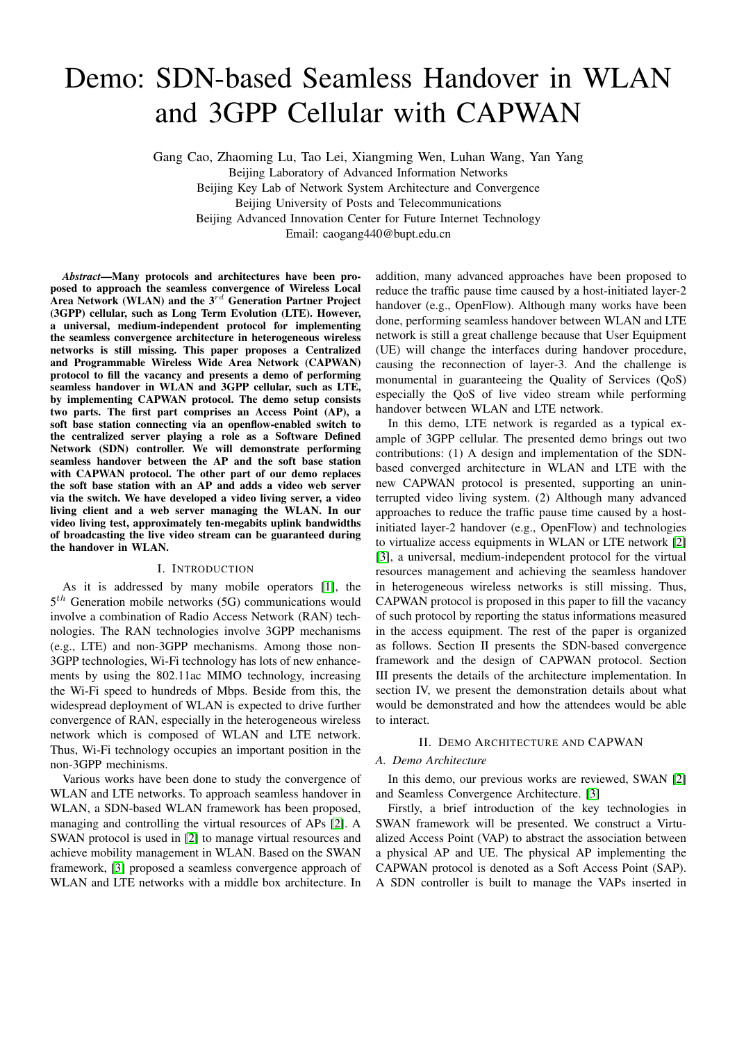# Demo: SDN-based Seamless Handover in WLAN and 3GPP Cellular with CAPWAN

Gang Cao, Zhaoming Lu, Tao Lei, Xiangming Wen, Luhan Wang, Yan Yang
Beijing Laboratory of Advanced Information Networks
Beijing Key Lab of Network System Architecture and Convergence
Beijing University of Posts and Telecommunications
Beijing Advanced Innovation Center for Future Internet Technology
Email: caogang440@bupt.edu.cn

***Abstract*—Many protocols and architectures have been proposed to approach the seamless convergence of Wireless Local Area Network (WLAN) and the 3$^{rd}$ Generation Partner Project (3GPP) cellular, such as Long Term Evolution (LTE). However, a universal, medium-independent protocol for implementing the seamless convergence architecture in heterogeneous wireless networks is still missing. This paper proposes a Centralized and Programmable Wireless Wide Area Network (CAPWAN) protocol to fill the vacancy and presents a demo of performing seamless handover in WLAN and 3GPP cellular, such as LTE, by implementing CAPWAN protocol. The demo setup consists two parts. The first part comprises an Access Point (AP), a soft base station connecting via an openflow-enabled switch to the centralized server playing a role as a Software Defined Network (SDN) controller. We will demonstrate performing seamless handover between the AP and the soft base station with CAPWAN protocol. The other part of our demo replaces the soft base station with an AP and adds a video web server via the switch. We have developed a video living server, a video living client and a web server managing the WLAN. In our video living test, approximately ten-megabits uplink bandwidths of broadcasting the live video stream can be guaranteed during the handover in WLAN.**

## I. Introduction

As it is addressed by many mobile operators [1], the 5$^{th}$ Generation mobile networks (5G) communications would involve a combination of Radio Access Network (RAN) technologies. The RAN technologies involve 3GPP mechanisms (e.g., LTE) and non-3GPP mechanisms. Among those non-3GPP technologies, Wi-Fi technology has lots of new enhancements by using the 802.11ac MIMO technology, increasing the Wi-Fi speed to hundreds of Mbps. Beside from this, the widespread deployment of WLAN is expected to drive further convergence of RAN, especially in the heterogeneous wireless network which is composed of WLAN and LTE network. Thus, Wi-Fi technology occupies an important position in the non-3GPP mechinisms.

Various works have been done to study the convergence of WLAN and LTE networks. To approach seamless handover in WLAN, a SDN-based WLAN framework has been proposed, managing and controlling the virtual resources of APs [2]. A SWAN protocol is used in [2] to manage virtual resources and achieve mobility management in WLAN. Based on the SWAN framework, [3] proposed a seamless convergence approach of WLAN and LTE networks with a middle box architecture. In addition, many advanced approaches have been proposed to reduce the traffic pause time caused by a host-initiated layer-2 handover (e.g., OpenFlow). Although many works have been done, performing seamless handover between WLAN and LTE network is still a great challenge because that User Equipment (UE) will change the interfaces during handover procedure, causing the reconnection of layer-3. And the challenge is monumental in guaranteeing the Quality of Services (QoS) especially the QoS of live video stream while performing handover between WLAN and LTE network.

In this demo, LTE network is regarded as a typical example of 3GPP cellular. The presented demo brings out two contributions: (1) A design and implementation of the SDN-based converged architecture in WLAN and LTE with the new CAPWAN protocol is presented, supporting an uninterrupted video living system. (2) Although many advanced approaches to reduce the traffic pause time caused by a host-initiated layer-2 handover (e.g., OpenFlow) and technologies to virtualize access equipments in WLAN or LTE network [2] [3], a universal, medium-independent protocol for the virtual resources management and achieving the seamless handover in heterogeneous wireless networks is still missing. Thus, CAPWAN protocol is proposed in this paper to fill the vacancy of such protocol by reporting the status informations measured in the access equipment. The rest of the paper is organized as follows. Section II presents the SDN-based convergence framework and the design of CAPWAN protocol. Section III presents the details of the architecture implementation. In section IV, we present the demonstration details about what would be demonstrated and how the attendees would be able to interact.

## II. Demo Architecture and CAPWAN

### A. Demo Architecture

In this demo, our previous works are reviewed, SWAN [2] and Seamless Convergence Architecture. [3]

Firstly, a brief introduction of the key technologies in SWAN framework will be presented. We construct a Virtualized Access Point (VAP) to abstract the association between a physical AP and UE. The physical AP implementing the CAPWAN protocol is denoted as a Soft Access Point (SAP). A SDN controller is built to manage the VAPs inserted in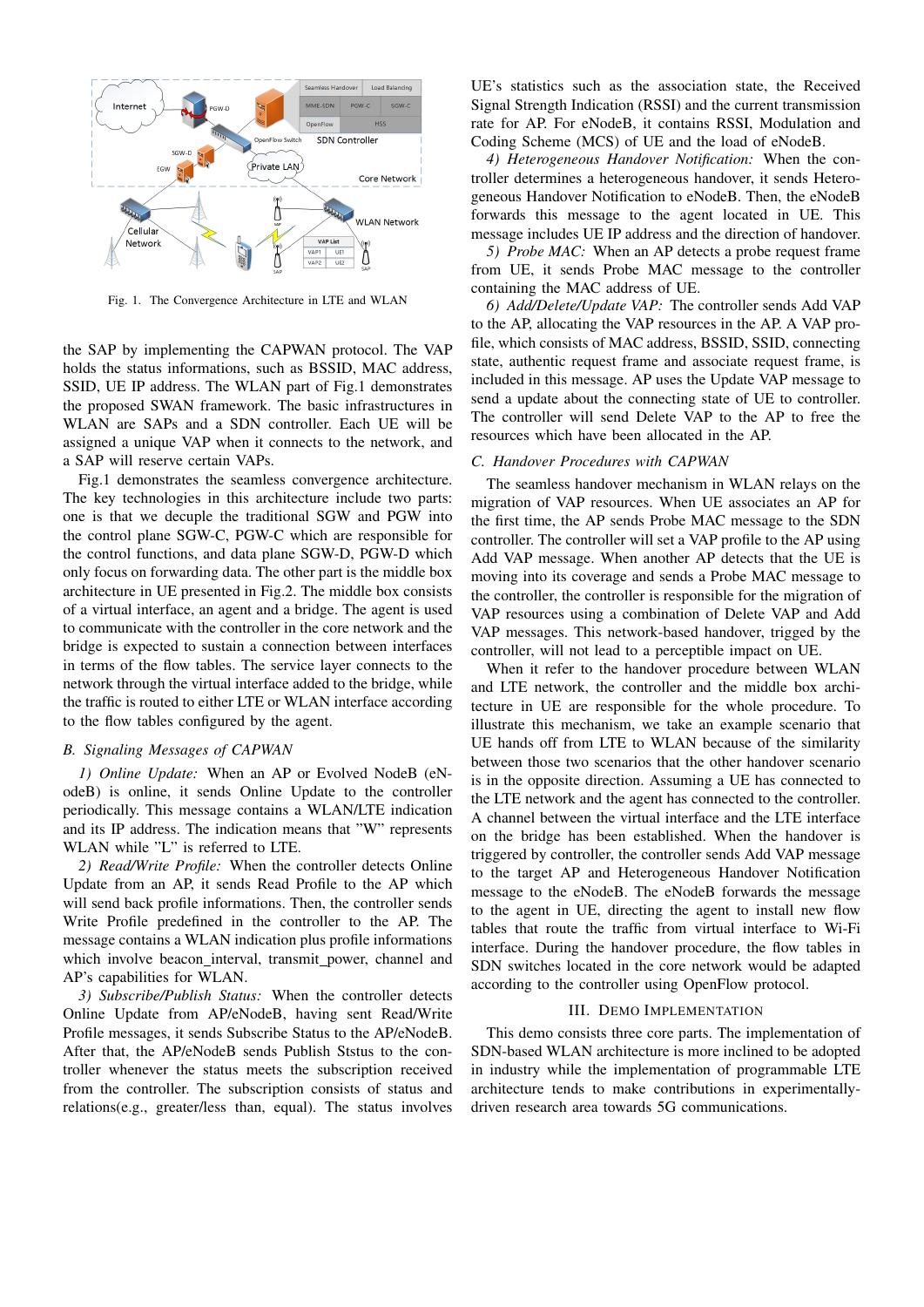Fig. 1. The Convergence Architecture in LTE and WLAN

the SAP by implementing the CAPWAN protocol. The VAP holds the status informations, such as BSSID, MAC address, SSID, UE IP address. The WLAN part of Fig.1 demonstrates the proposed SWAN framework. The basic infrastructures in WLAN are SAPs and a SDN controller. Each UE will be assigned a unique VAP when it connects to the network, and a SAP will reserve certain VAPs.

Fig.1 demonstrates the seamless convergence architecture. The key technologies in this architecture include two parts: one is that we decuple the traditional SGW and PGW into the control plane SGW-C, PGW-C which are responsible for the control functions, and data plane SGW-D, PGW-D which only focus on forwarding data. The other part is the middle box architecture in UE presented in Fig.2. The middle box consists of a virtual interface, an agent and a bridge. The agent is used to communicate with the controller in the core network and the bridge is expected to sustain a connection between interfaces in terms of the flow tables. The service layer connects to the network through the virtual interface added to the bridge, while the traffic is routed to either LTE or WLAN interface according to the flow tables configured by the agent.

### *B. Signaling Messages of CAPWAN*

*1) Online Update:* When an AP or Evolved NodeB (eNodeB) is online, it sends Online Update to the controller periodically. This message contains a WLAN/LTE indication and its IP address. The indication means that "W" represents WLAN while "L" is referred to LTE.

*2) Read/Write Profile:* When the controller detects Online Update from an AP, it sends Read Profile to the AP which will send back profile informations. Then, the controller sends Write Profile predefined in the controller to the AP. The message contains a WLAN indication plus profile informations which involve beacon_interval, transmit_power, channel and AP's capabilities for WLAN.

*3) Subscribe/Publish Status:* When the controller detects Online Update from AP/eNodeB, having sent Read/Write Profile messages, it sends Subscribe Status to the AP/eNodeB. After that, the AP/eNodeB sends Publish Ststus to the controller whenever the status meets the subscription received from the controller. The subscription consists of status and relations(e.g., greater/less than, equal). The status involves UE's statistics such as the association state, the Received Signal Strength Indication (RSSI) and the current transmission rate for AP. For eNodeB, it contains RSSI, Modulation and Coding Scheme (MCS) of UE and the load of eNodeB.

*4) Heterogeneous Handover Notification:* When the controller determines a heterogeneous handover, it sends Heterogeneous Handover Notification to eNodeB. Then, the eNodeB forwards this message to the agent located in UE. This message includes UE IP address and the direction of handover.

*5) Probe MAC:* When an AP detects a probe request frame from UE, it sends Probe MAC message to the controller containing the MAC address of UE.

*6) Add/Delete/Update VAP:* The controller sends Add VAP to the AP, allocating the VAP resources in the AP. A VAP profile, which consists of MAC address, BSSID, SSID, connecting state, authentic request frame and associate request frame, is included in this message. AP uses the Update VAP message to send a update about the connecting state of UE to controller. The controller will send Delete VAP to the AP to free the resources which have been allocated in the AP.

### *C. Handover Procedures with CAPWAN*

The seamless handover mechanism in WLAN relays on the migration of VAP resources. When UE associates an AP for the first time, the AP sends Probe MAC message to the SDN controller. The controller will set a VAP profile to the AP using Add VAP message. When another AP detects that the UE is moving into its coverage and sends a Probe MAC message to the controller, the controller is responsible for the migration of VAP resources using a combination of Delete VAP and Add VAP messages. This network-based handover, trigged by the controller, will not lead to a perceptible impact on UE.

When it refer to the handover procedure between WLAN and LTE network, the controller and the middle box architecture in UE are responsible for the whole procedure. To illustrate this mechanism, we take an example scenario that UE hands off from LTE to WLAN because of the similarity between those two scenarios that the other handover scenario is in the opposite direction. Assuming a UE has connected to the LTE network and the agent has connected to the controller. A channel between the virtual interface and the LTE interface on the bridge has been established. When the handover is triggered by controller, the controller sends Add VAP message to the target AP and Heterogeneous Handover Notification message to the eNodeB. The eNodeB forwards the message to the agent in UE, directing the agent to install new flow tables that route the traffic from virtual interface to Wi-Fi interface. During the handover procedure, the flow tables in SDN switches located in the core network would be adapted according to the controller using OpenFlow protocol.

## III. Demo Implementation

This demo consists three core parts. The implementation of SDN-based WLAN architecture is more inclined to be adopted in industry while the implementation of programmable LTE architecture tends to make contributions in experimentally-driven research area towards 5G communications.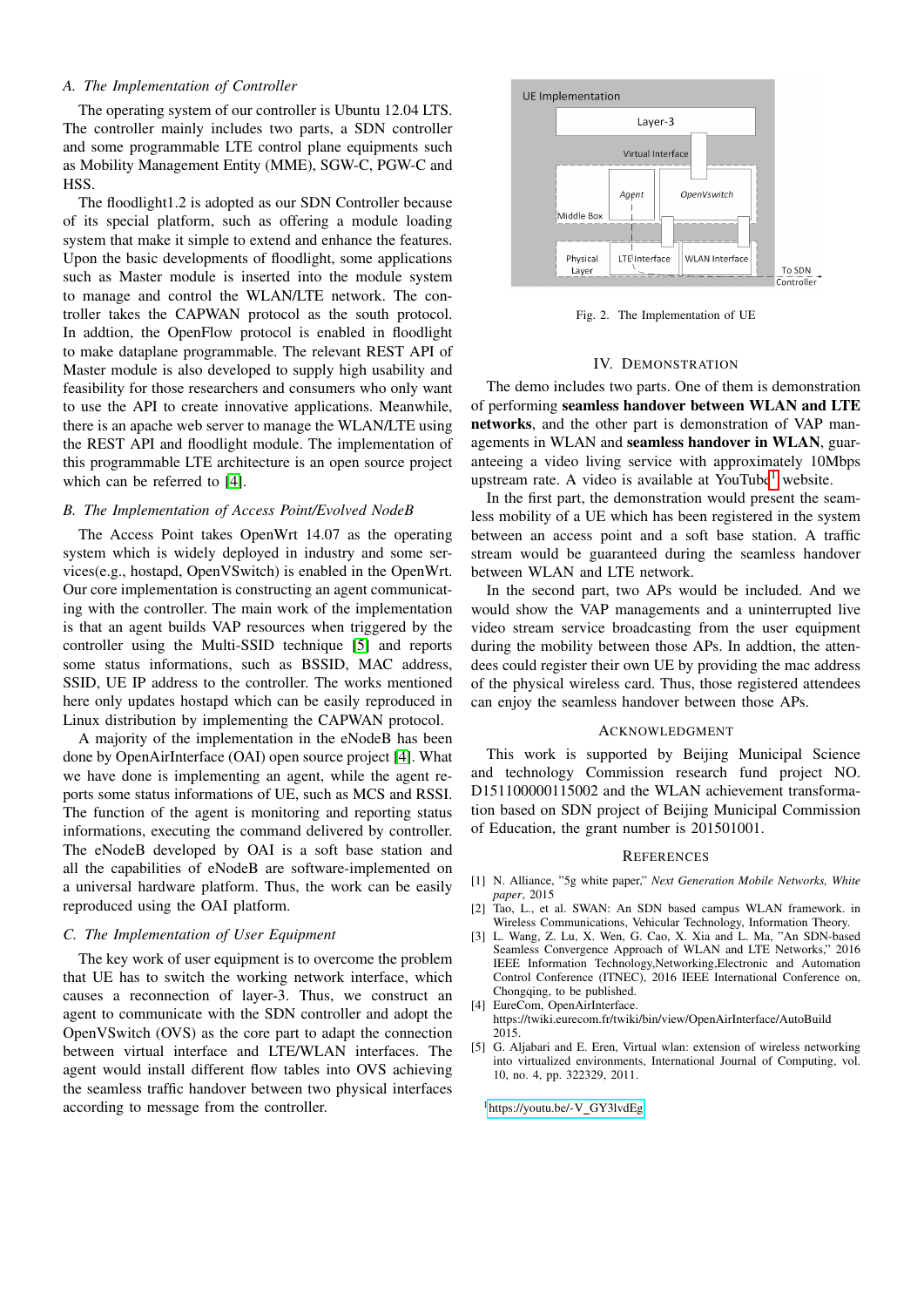### A. The Implementation of Controller

The operating system of our controller is Ubuntu 12.04 LTS. The controller mainly includes two parts, a SDN controller and some programmable LTE control plane equipments such as Mobility Management Entity (MME), SGW-C, PGW-C and HSS.

The floodlight1.2 is adopted as our SDN Controller because of its special platform, such as offering a module loading system that make it simple to extend and enhance the features. Upon the basic developments of floodlight, some applications such as Master module is inserted into the module system to manage and control the WLAN/LTE network. The controller takes the CAPWAN protocol as the south protocol. In addtion, the OpenFlow protocol is enabled in floodlight to make dataplane programmable. The relevant REST API of Master module is also developed to supply high usability and feasibility for those researchers and consumers who only want to use the API to create innovative applications. Meanwhile, there is an apache web server to manage the WLAN/LTE using the REST API and floodlight module. The implementation of this programmable LTE architecture is an open source project which can be referred to [4].

### B. The Implementation of Access Point/Evolved NodeB

The Access Point takes OpenWrt 14.07 as the operating system which is widely deployed in industry and some services(e.g., hostapd, OpenVSwitch) is enabled in the OpenWrt. Our core implementation is constructing an agent communicating with the controller. The main work of the implementation is that an agent builds VAP resources when triggered by the controller using the Multi-SSID technique [5] and reports some status informations, such as BSSID, MAC address, SSID, UE IP address to the controller. The works mentioned here only updates hostapd which can be easily reproduced in Linux distribution by implementing the CAPWAN protocol.

A majority of the implementation in the eNodeB has been done by OpenAirInterface (OAI) open source project [4]. What we have done is implementing an agent, while the agent reports some status informations of UE, such as MCS and RSSI. The function of the agent is monitoring and reporting status informations, executing the command delivered by controller. The eNodeB developed by OAI is a soft base station and all the capabilities of eNodeB are software-implemented on a universal hardware platform. Thus, the work can be easily reproduced using the OAI platform.

### C. The Implementation of User Equipment

The key work of user equipment is to overcome the problem that UE has to switch the working network interface, which causes a reconnection of layer-3. Thus, we construct an agent to communicate with the SDN controller and adopt the OpenVSwitch (OVS) as the core part to adapt the connection between virtual interface and LTE/WLAN interfaces. The agent would install different flow tables into OVS achieving the seamless traffic handover between two physical interfaces according to message from the controller.

UE Implementation
Layer-3
Virtual Interface
Agent
OpenVswitch
Middle Box
Physical Layer
LTE Interface
WLAN Interface
To SDN Controller

Fig. 2. The Implementation of UE

## IV. Demonstration

The demo includes two parts. One of them is demonstration of performing **seamless handover between WLAN and LTE networks**, and the other part is demonstration of VAP managements in WLAN and **seamless handover in WLAN**, guaranteeing a video living service with approximately 10Mbps upstream rate. A video is available at YouTube[1] website.

In the first part, the demonstration would present the seamless mobility of a UE which has been registered in the system between an access point and a soft base station. A traffic stream would be guaranteed during the seamless handover between WLAN and LTE network.

In the second part, two APs would be included. And we would show the VAP managements and a uninterrupted live video stream service broadcasting from the user equipment during the mobility between those APs. In addtion, the attendees could register their own UE by providing the mac address of the physical wireless card. Thus, those registered attendees can enjoy the seamless handover between those APs.

## Acknowledgment

This work is supported by Beijing Municipal Science and technology Commission research fund project NO. D151100000115002 and the WLAN achievement transformation based on SDN project of Beijing Municipal Commission of Education, the grant number is 201501001.

## References

[1] N. Alliance, "5g white paper," *Next Generation Mobile Networks, White paper*, 2015

[2] Tao, L., et al. SWAN: An SDN based campus WLAN framework. in Wireless Communications, Vehicular Technology, Information Theory.

[3] L. Wang, Z. Lu, X. Wen, G. Cao, X. Xia and L. Ma, "An SDN-based Seamless Convergence Approach of WLAN and LTE Networks," 2016 IEEE Information Technology,Networking,Electronic and Automation Control Conference (ITNEC), 2016 IEEE International Conference on, Chongqing, to be published.

[4] EureCom, OpenAirInterface. https://twiki.eurecom.fr/twiki/bin/view/OpenAirInterface/AutoBuild 2015.

[5] G. Aljabari and E. Eren, Virtual wlan: extension of wireless networking into virtualized environments, International Journal of Computing, vol. 10, no. 4, pp. 322329, 2011.

[1] https://youtu.be/-V_GY3lvdEg